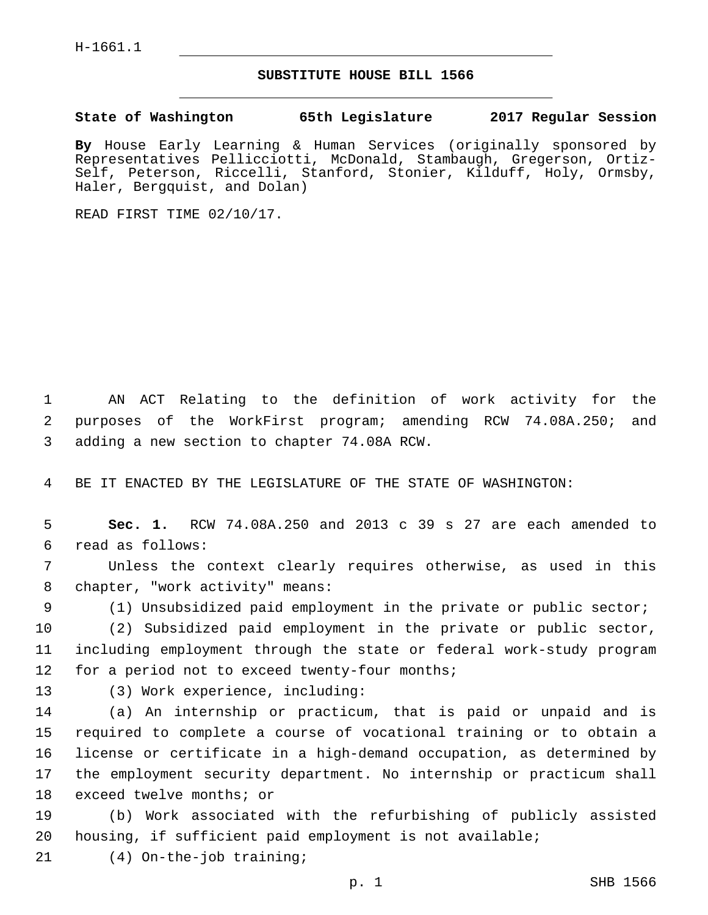H-1661.1

## SUBSTITUTE HOUSE BILL 1566

**State of Washington 65th Legislature 2017 Regular Session**

**By** House Early Learning & Human Services (originally sponsored by Representatives Pellicciotti, McDonald, Stambaugh, Gregerson, Ortiz-Self, Peterson, Riccelli, Stanford, Stonier, Kilduff, Holy, Ormsby, Haler, Bergquist, and Dolan)

READ FIRST TIME 02/10/17.

AN ACT Relating to the definition of work activity for the purposes of the WorkFirst program; amending RCW 74.08A.250; and adding a new section to chapter 74.08A RCW.

BE IT ENACTED BY THE LEGISLATURE OF THE STATE OF WASHINGTON:

**Sec. 1.** RCW 74.08A.250 and 2013 c 39 s 27 are each amended to read as follows:

Unless the context clearly requires otherwise, as used in this chapter, "work activity" means:

(1) Unsubsidized paid employment in the private or public sector;

(2) Subsidized paid employment in the private or public sector, including employment through the state or federal work-study program for a period not to exceed twenty-four months;

(3) Work experience, including:

(a) An internship or practicum, that is paid or unpaid and is required to complete a course of vocational training or to obtain a license or certificate in a high-demand occupation, as determined by the employment security department. No internship or practicum shall exceed twelve months; or

(b) Work associated with the refurbishing of publicly assisted housing, if sufficient paid employment is not available;

(4) On-the-job training;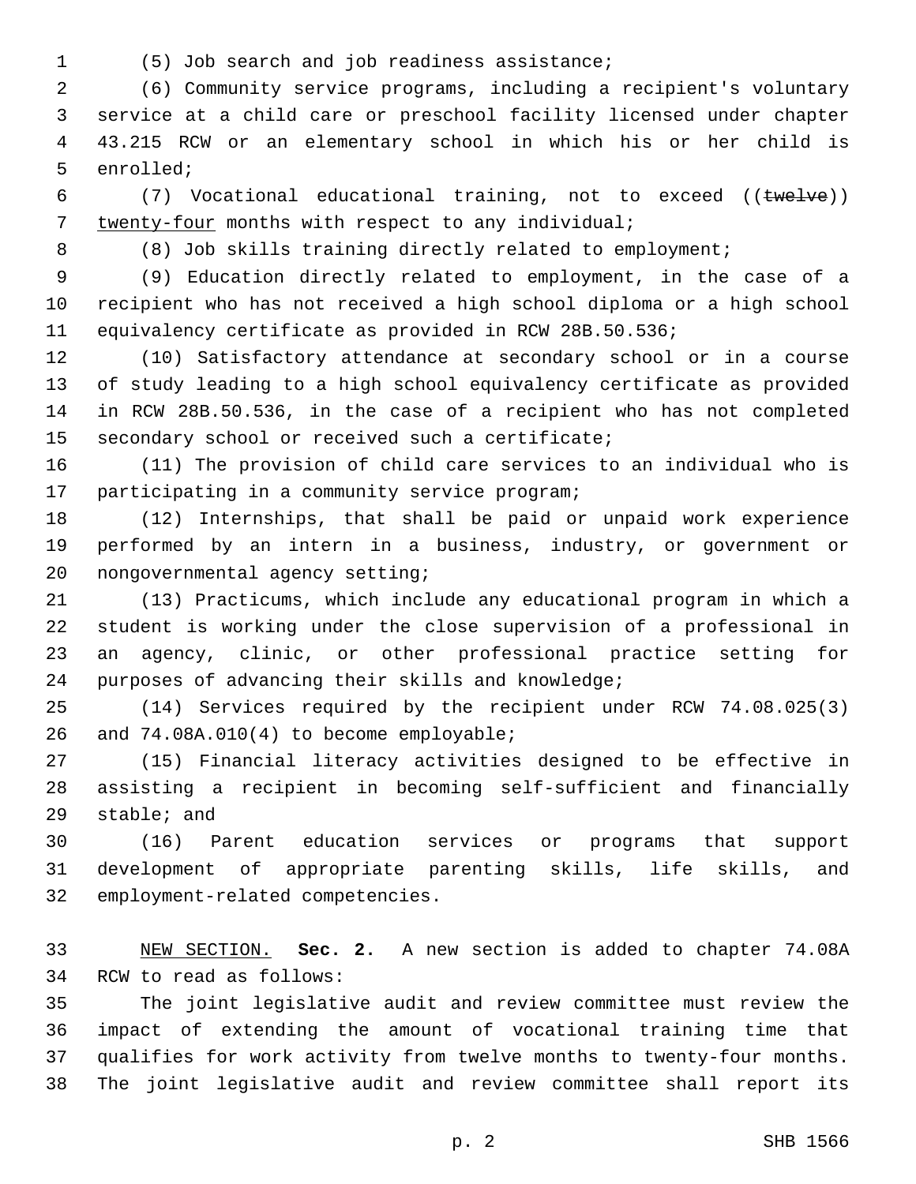(5) Job search and job readiness assistance;

(6) Community service programs, including a recipient's voluntary service at a child care or preschool facility licensed under chapter 43.215 RCW or an elementary school in which his or her child is enrolled;

(7) Vocational educational training, not to exceed ((~~twelve~~)) <u>twenty-four</u> months with respect to any individual;

(8) Job skills training directly related to employment;

(9) Education directly related to employment, in the case of a recipient who has not received a high school diploma or a high school equivalency certificate as provided in RCW 28B.50.536;

(10) Satisfactory attendance at secondary school or in a course of study leading to a high school equivalency certificate as provided in RCW 28B.50.536, in the case of a recipient who has not completed secondary school or received such a certificate;

(11) The provision of child care services to an individual who is participating in a community service program;

(12) Internships, that shall be paid or unpaid work experience performed by an intern in a business, industry, or government or nongovernmental agency setting;

(13) Practicums, which include any educational program in which a student is working under the close supervision of a professional in an agency, clinic, or other professional practice setting for purposes of advancing their skills and knowledge;

(14) Services required by the recipient under RCW 74.08.025(3) and 74.08A.010(4) to become employable;

(15) Financial literacy activities designed to be effective in assisting a recipient in becoming self-sufficient and financially stable; and

(16) Parent education services or programs that support development of appropriate parenting skills, life skills, and employment-related competencies.

<u>NEW SECTION.</u> **Sec. 2.** A new section is added to chapter 74.08A RCW to read as follows:

The joint legislative audit and review committee must review the impact of extending the amount of vocational training time that qualifies for work activity from twelve months to twenty-four months. The joint legislative audit and review committee shall report its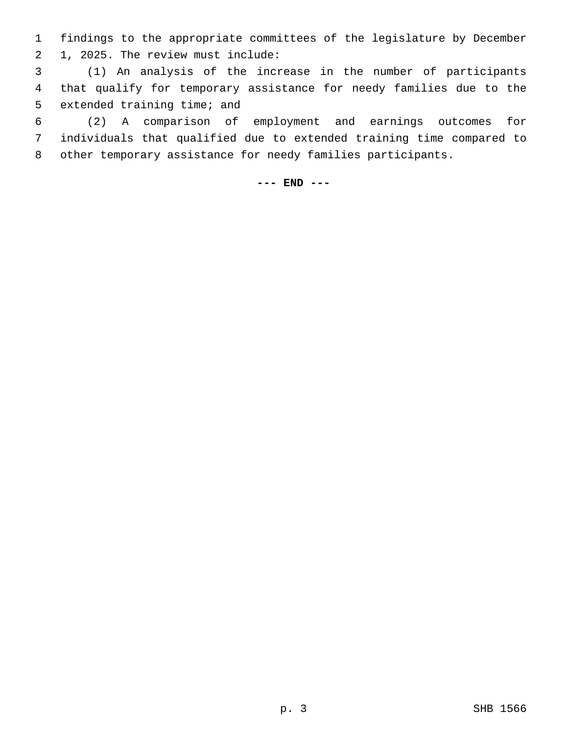findings to the appropriate committees of the legislature by December 1, 2025. The review must include:

(1) An analysis of the increase in the number of participants that qualify for temporary assistance for needy families due to the extended training time; and

(2) A comparison of employment and earnings outcomes for individuals that qualified due to extended training time compared to other temporary assistance for needy families participants.

**--- END ---**